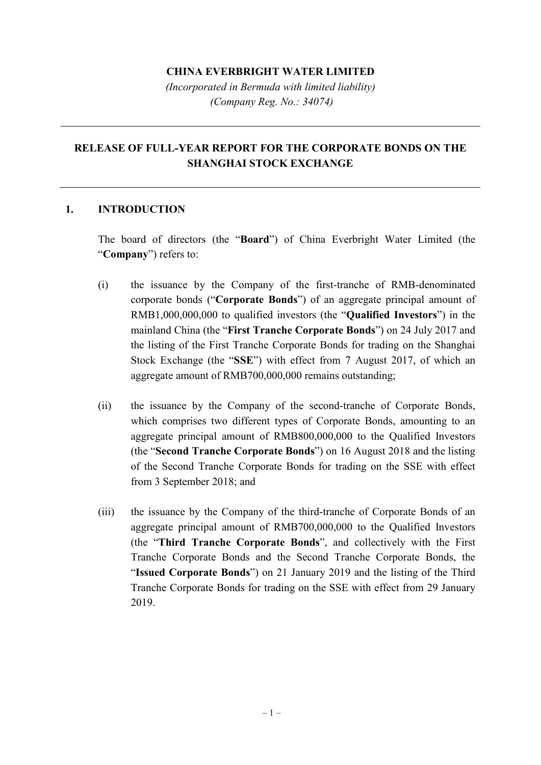**CHINA EVERBRIGHT WATER LIMITED**

*(Incorporated in Bermuda with limited liability)*
*(Company Reg. No.: 34074)*

---

## RELEASE OF FULL-YEAR REPORT FOR THE CORPORATE BONDS ON THE SHANGHAI STOCK EXCHANGE

---

### 1. INTRODUCTION

The board of directors (the "**Board**") of China Everbright Water Limited (the "**Company**") refers to:

(i) the issuance by the Company of the first-tranche of RMB-denominated corporate bonds ("**Corporate Bonds**") of an aggregate principal amount of RMB1,000,000,000 to qualified investors (the "**Qualified Investors**") in the mainland China (the "**First Tranche Corporate Bonds**") on 24 July 2017 and the listing of the First Tranche Corporate Bonds for trading on the Shanghai Stock Exchange (the "**SSE**") with effect from 7 August 2017, of which an aggregate amount of RMB700,000,000 remains outstanding;

(ii) the issuance by the Company of the second-tranche of Corporate Bonds, which comprises two different types of Corporate Bonds, amounting to an aggregate principal amount of RMB800,000,000 to the Qualified Investors (the "**Second Tranche Corporate Bonds**") on 16 August 2018 and the listing of the Second Tranche Corporate Bonds for trading on the SSE with effect from 3 September 2018; and

(iii) the issuance by the Company of the third-tranche of Corporate Bonds of an aggregate principal amount of RMB700,000,000 to the Qualified Investors (the "**Third Tranche Corporate Bonds**", and collectively with the First Tranche Corporate Bonds and the Second Tranche Corporate Bonds, the "**Issued Corporate Bonds**") on 21 January 2019 and the listing of the Third Tranche Corporate Bonds for trading on the SSE with effect from 29 January 2019.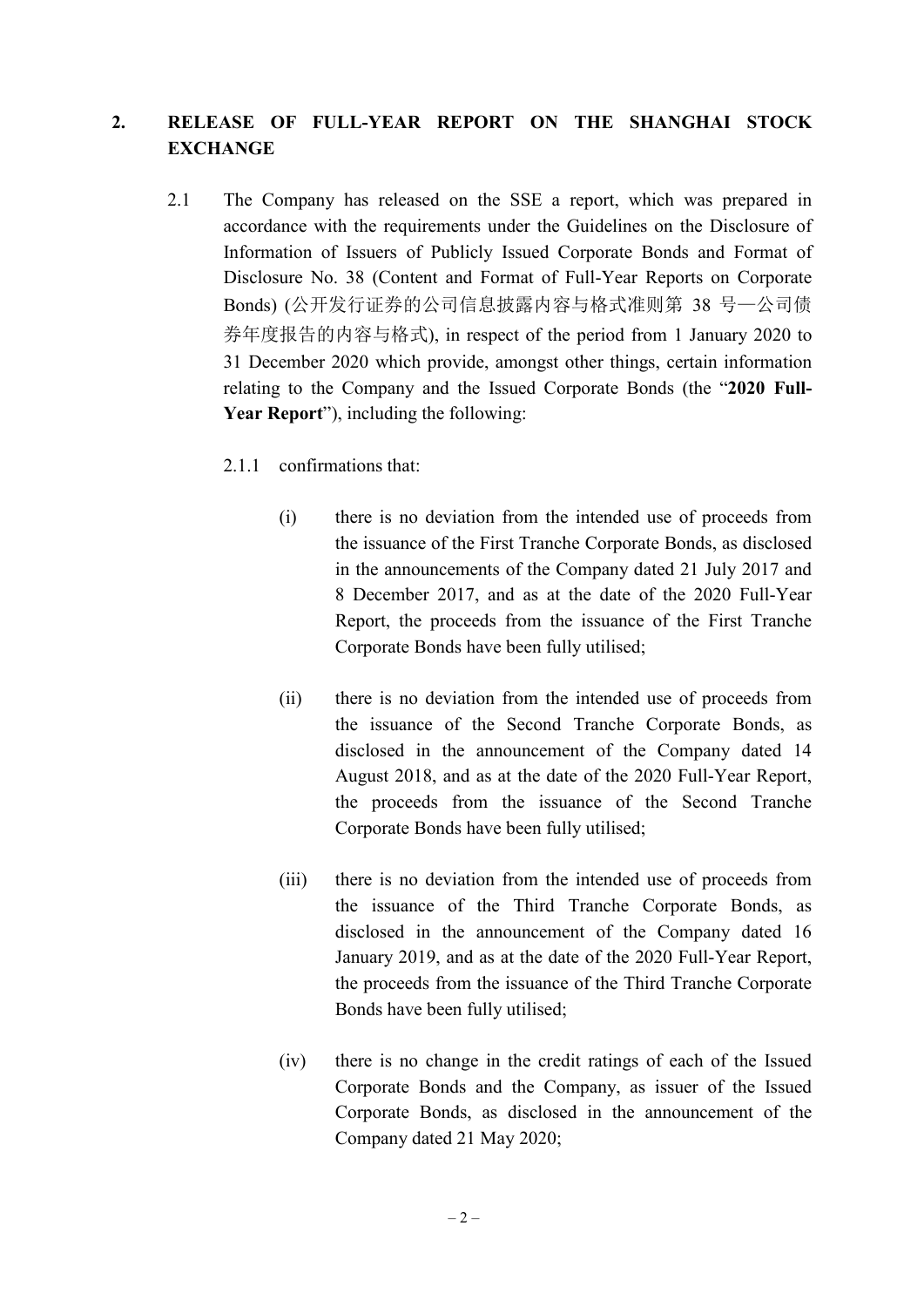## 2. RELEASE OF FULL-YEAR REPORT ON THE SHANGHAI STOCK EXCHANGE

2.1 The Company has released on the SSE a report, which was prepared in accordance with the requirements under the Guidelines on the Disclosure of Information of Issuers of Publicly Issued Corporate Bonds and Format of Disclosure No. 38 (Content and Format of Full-Year Reports on Corporate Bonds) (公开发行证券的公司信息披露内容与格式准则第 38 号—公司债券年度报告的内容与格式), in respect of the period from 1 January 2020 to 31 December 2020 which provide, amongst other things, certain information relating to the Company and the Issued Corporate Bonds (the "**2020 Full-Year Report**"), including the following:

2.1.1 confirmations that:

(i) there is no deviation from the intended use of proceeds from the issuance of the First Tranche Corporate Bonds, as disclosed in the announcements of the Company dated 21 July 2017 and 8 December 2017, and as at the date of the 2020 Full-Year Report, the proceeds from the issuance of the First Tranche Corporate Bonds have been fully utilised;

(ii) there is no deviation from the intended use of proceeds from the issuance of the Second Tranche Corporate Bonds, as disclosed in the announcement of the Company dated 14 August 2018, and as at the date of the 2020 Full-Year Report, the proceeds from the issuance of the Second Tranche Corporate Bonds have been fully utilised;

(iii) there is no deviation from the intended use of proceeds from the issuance of the Third Tranche Corporate Bonds, as disclosed in the announcement of the Company dated 16 January 2019, and as at the date of the 2020 Full-Year Report, the proceeds from the issuance of the Third Tranche Corporate Bonds have been fully utilised;

(iv) there is no change in the credit ratings of each of the Issued Corporate Bonds and the Company, as issuer of the Issued Corporate Bonds, as disclosed in the announcement of the Company dated 21 May 2020;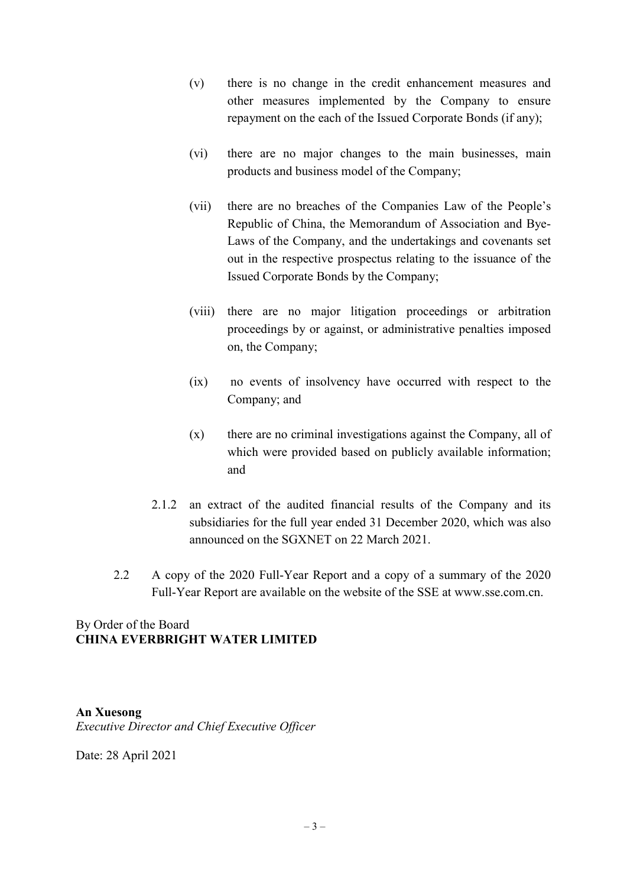(v) there is no change in the credit enhancement measures and other measures implemented by the Company to ensure repayment on the each of the Issued Corporate Bonds (if any);

(vi) there are no major changes to the main businesses, main products and business model of the Company;

(vii) there are no breaches of the Companies Law of the People's Republic of China, the Memorandum of Association and Bye-Laws of the Company, and the undertakings and covenants set out in the respective prospectus relating to the issuance of the Issued Corporate Bonds by the Company;

(viii) there are no major litigation proceedings or arbitration proceedings by or against, or administrative penalties imposed on, the Company;

(ix) no events of insolvency have occurred with respect to the Company; and

(x) there are no criminal investigations against the Company, all of which were provided based on publicly available information; and

2.1.2 an extract of the audited financial results of the Company and its subsidiaries for the full year ended 31 December 2020, which was also announced on the SGXNET on 22 March 2021.

2.2 A copy of the 2020 Full-Year Report and a copy of a summary of the 2020 Full-Year Report are available on the website of the SSE at www.sse.com.cn.

By Order of the Board
**CHINA EVERBRIGHT WATER LIMITED**

**An Xuesong**
*Executive Director and Chief Executive Officer*

Date: 28 April 2021